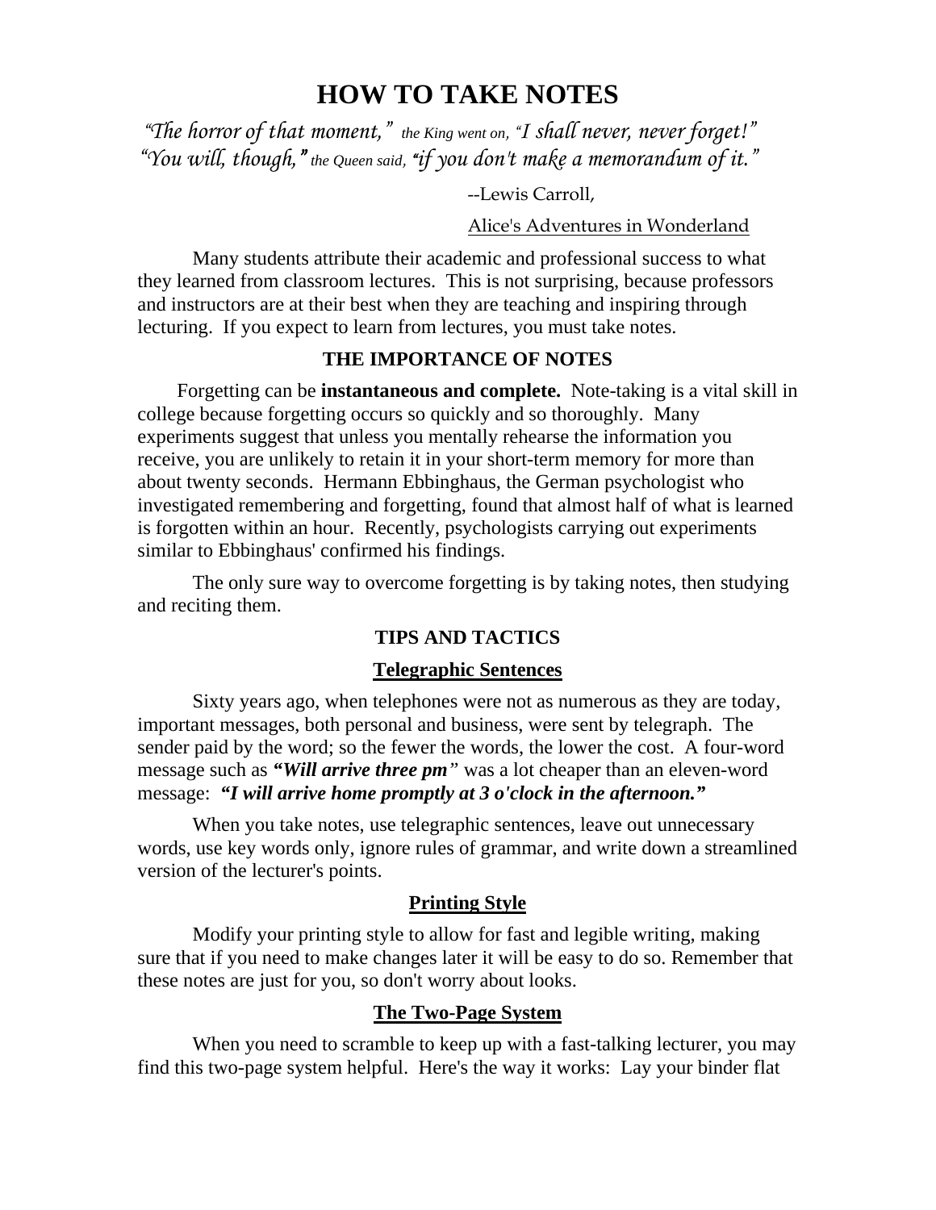# HOW TO TAKE NOTES

*"The horror of that moment,"* the King went on, *"I shall never, never forget!"*
*"You will, though,"* the Queen said, *"if you don't make a memorandum of it."*

--Lewis Carroll,
Alice's Adventures in Wonderland

Many students attribute their academic and professional success to what they learned from classroom lectures. This is not surprising, because professors and instructors are at their best when they are teaching and inspiring through lecturing. If you expect to learn from lectures, you must take notes.

## THE IMPORTANCE OF NOTES

Forgetting can be **instantaneous and complete.** Note-taking is a vital skill in college because forgetting occurs so quickly and so thoroughly. Many experiments suggest that unless you mentally rehearse the information you receive, you are unlikely to retain it in your short-term memory for more than about twenty seconds. Hermann Ebbinghaus, the German psychologist who investigated remembering and forgetting, found that almost half of what is learned is forgotten within an hour. Recently, psychologists carrying out experiments similar to Ebbinghaus' confirmed his findings.

The only sure way to overcome forgetting is by taking notes, then studying and reciting them.

## TIPS AND TACTICS

### Telegraphic Sentences

Sixty years ago, when telephones were not as numerous as they are today, important messages, both personal and business, were sent by telegraph. The sender paid by the word; so the fewer the words, the lower the cost. A four-word message such as ***"Will arrive three pm"*** was a lot cheaper than an eleven-word message: ***"I will arrive home promptly at 3 o'clock in the afternoon."***

When you take notes, use telegraphic sentences, leave out unnecessary words, use key words only, ignore rules of grammar, and write down a streamlined version of the lecturer's points.

### Printing Style

Modify your printing style to allow for fast and legible writing, making sure that if you need to make changes later it will be easy to do so. Remember that these notes are just for you, so don't worry about looks.

### The Two-Page System

When you need to scramble to keep up with a fast-talking lecturer, you may find this two-page system helpful. Here's the way it works: Lay your binder flat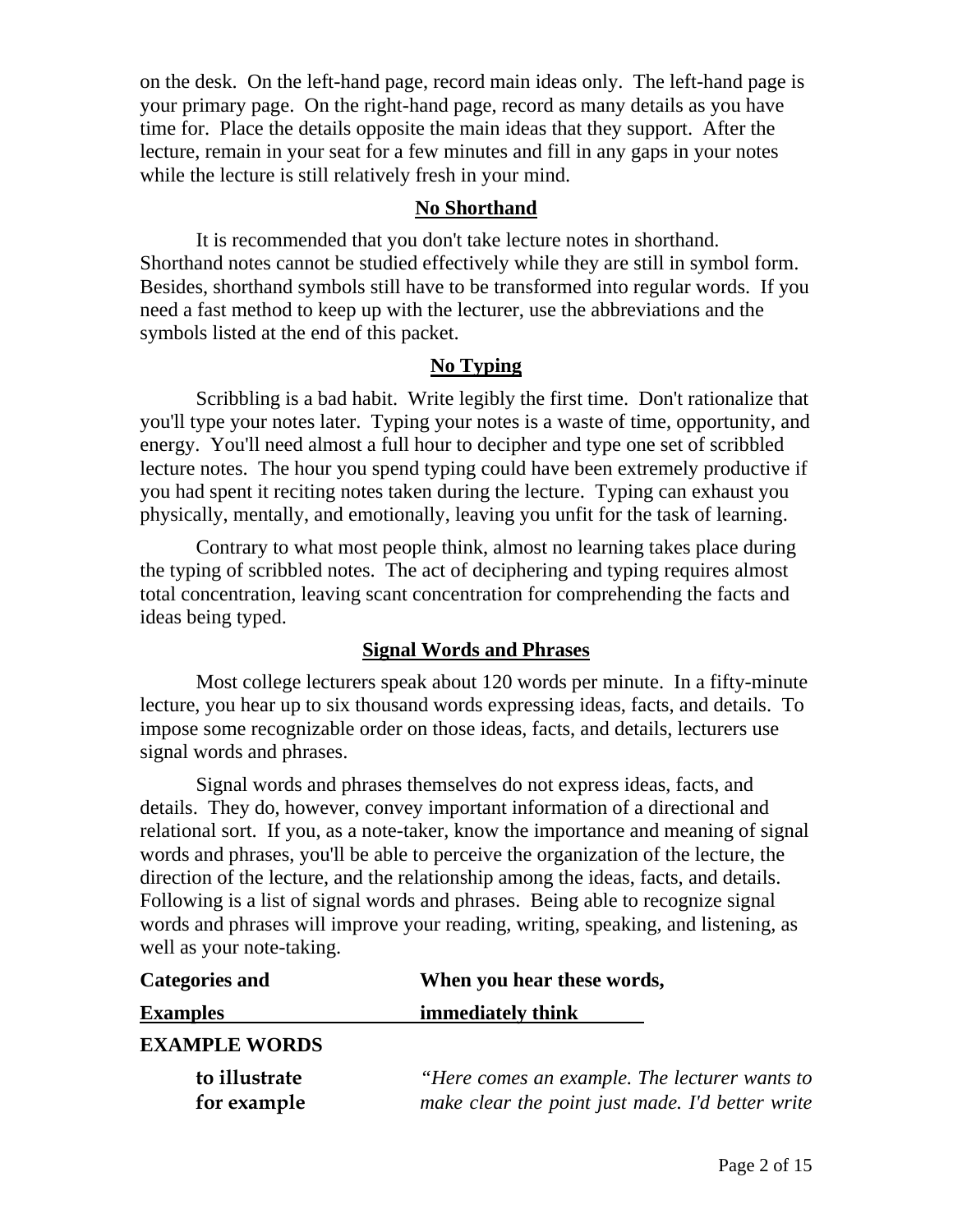on the desk. On the left-hand page, record main ideas only. The left-hand page is your primary page. On the right-hand page, record as many details as you have time for. Place the details opposite the main ideas that they support. After the lecture, remain in your seat for a few minutes and fill in any gaps in your notes while the lecture is still relatively fresh in your mind.

## No Shorthand

It is recommended that you don't take lecture notes in shorthand. Shorthand notes cannot be studied effectively while they are still in symbol form. Besides, shorthand symbols still have to be transformed into regular words. If you need a fast method to keep up with the lecturer, use the abbreviations and the symbols listed at the end of this packet.

## No Typing

Scribbling is a bad habit. Write legibly the first time. Don't rationalize that you'll type your notes later. Typing your notes is a waste of time, opportunity, and energy. You'll need almost a full hour to decipher and type one set of scribbled lecture notes. The hour you spend typing could have been extremely productive if you had spent it reciting notes taken during the lecture. Typing can exhaust you physically, mentally, and emotionally, leaving you unfit for the task of learning.

Contrary to what most people think, almost no learning takes place during the typing of scribbled notes. The act of deciphering and typing requires almost total concentration, leaving scant concentration for comprehending the facts and ideas being typed.

## Signal Words and Phrases

Most college lecturers speak about 120 words per minute. In a fifty-minute lecture, you hear up to six thousand words expressing ideas, facts, and details. To impose some recognizable order on those ideas, facts, and details, lecturers use signal words and phrases.

Signal words and phrases themselves do not express ideas, facts, and details. They do, however, convey important information of a directional and relational sort. If you, as a note-taker, know the importance and meaning of signal words and phrases, you'll be able to perceive the organization of the lecture, the direction of the lecture, and the relationship among the ideas, facts, and details. Following is a list of signal words and phrases. Being able to recognize signal words and phrases will improve your reading, writing, speaking, and listening, as well as your note-taking.

| Categories and Examples | When you hear these words, immediately think |
|---|---|
| **EXAMPLE WORDS** | |
| **to illustrate**<br>**for example** | *"Here comes an example. The lecturer wants to make clear the point just made. I'd better write* |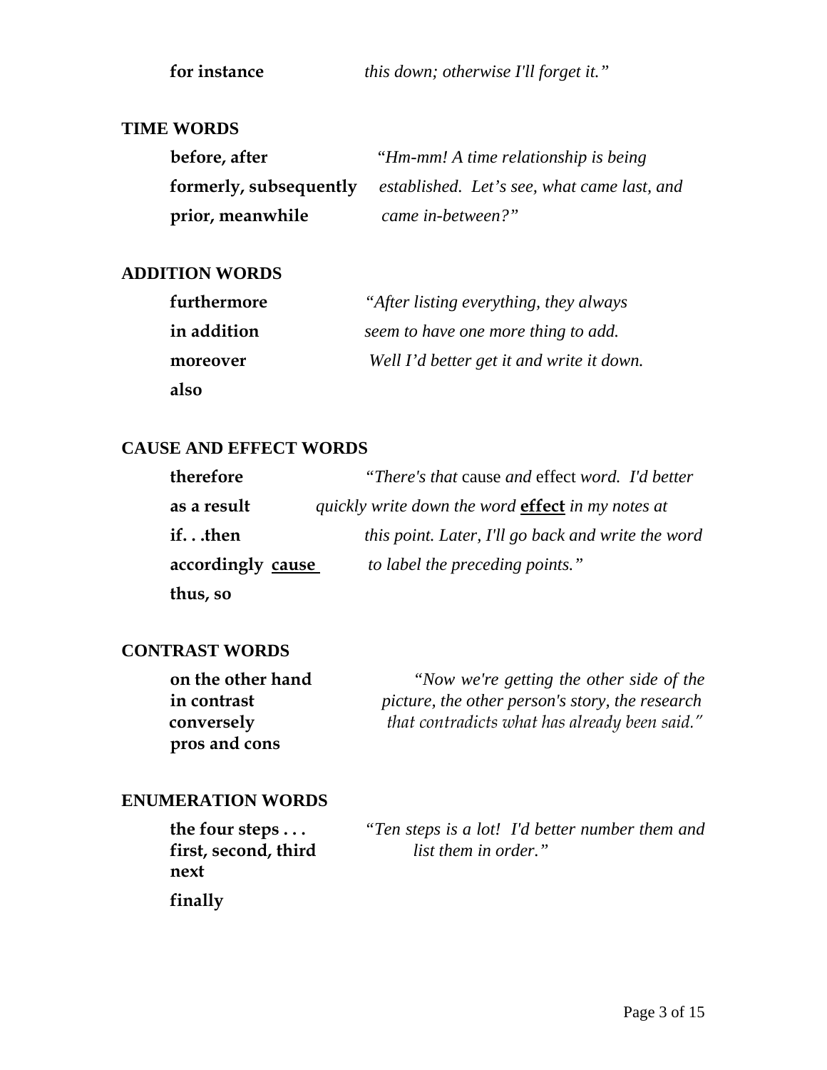**for instance** *this down; otherwise I'll forget it."*

## TIME WORDS

| | |
|---|---|
| **before, after** | *"Hm-mm! A time relationship is being* |
| **formerly, subsequently** | *established. Let's see, what came last, and* |
| **prior, meanwhile** | *came in-between?"* |

## ADDITION WORDS

| | |
|---|---|
| **furthermore** | *"After listing everything, they always* |
| **in addition** | *seem to have one more thing to add.* |
| **moreover** | *Well I'd better get it and write it down.* |
| **also** | |

## CAUSE AND EFFECT WORDS

| | |
|---|---|
| **therefore** | *"There's that* cause *and* effect *word. I'd better* |
| **as a result** | *quickly write down the word* ***effect*** *in my notes at* |
| **if. . .then** | *this point. Later, I'll go back and write the word* |
| **accordingly** **cause** | *to label the preceding points."* |
| **thus, so** | |

## CONTRAST WORDS

| | |
|---|---|
| **on the other hand** | *"Now we're getting the other side of the* |
| **in contrast** | *picture, the other person's story, the research* |
| **conversely** | *that contradicts what has already been said."* |
| **pros and cons** | |

## ENUMERATION WORDS

| | |
|---|---|
| **the four steps . . .** | *"Ten steps is a lot! I'd better number them and* |
| **first, second, third** | *list them in order."* |
| **next** | |
| **finally** | |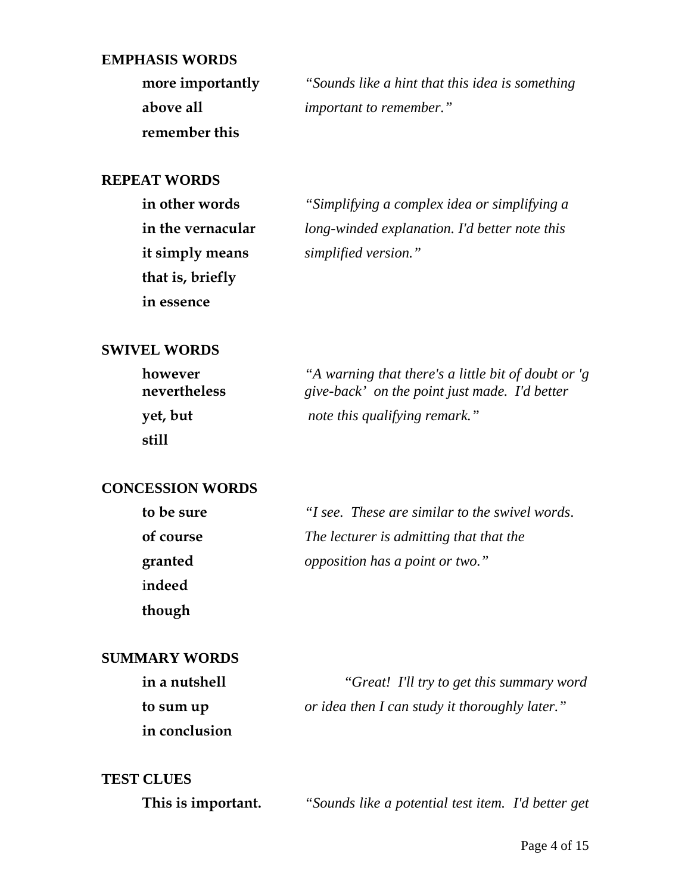**EMPHASIS WORDS**

| | |
|---|---|
| **more importantly**<br>**above all**<br>**remember this** | *"Sounds like a hint that this idea is something important to remember."* |

**REPEAT WORDS**

| | |
|---|---|
| **in other words**<br>**in the vernacular**<br>**it simply means**<br>**that is, briefly**<br>**in essence** | *"Simplifying a complex idea or simplifying a long-winded explanation. I'd better note this simplified version."* |

**SWIVEL WORDS**

| | |
|---|---|
| **however**<br>**nevertheless**<br>**yet, but**<br>**still** | *"A warning that there's a little bit of doubt or 'g give-back' on the point just made. I'd better note this qualifying remark."* |

**CONCESSION WORDS**

| | |
|---|---|
| **to be sure**<br>**of course**<br>**granted**<br>**indeed**<br>**though** | *"I see. These are similar to the swivel words. The lecturer is admitting that that the opposition has a point or two."* |

**SUMMARY WORDS**

| | |
|---|---|
| **in a nutshell**<br>**to sum up**<br>**in conclusion** | *"Great! I'll try to get this summary word or idea then I can study it thoroughly later."* |

**TEST CLUES**

| | |
|---|---|
| **This is important.** | *"Sounds like a potential test item. I'd better get* |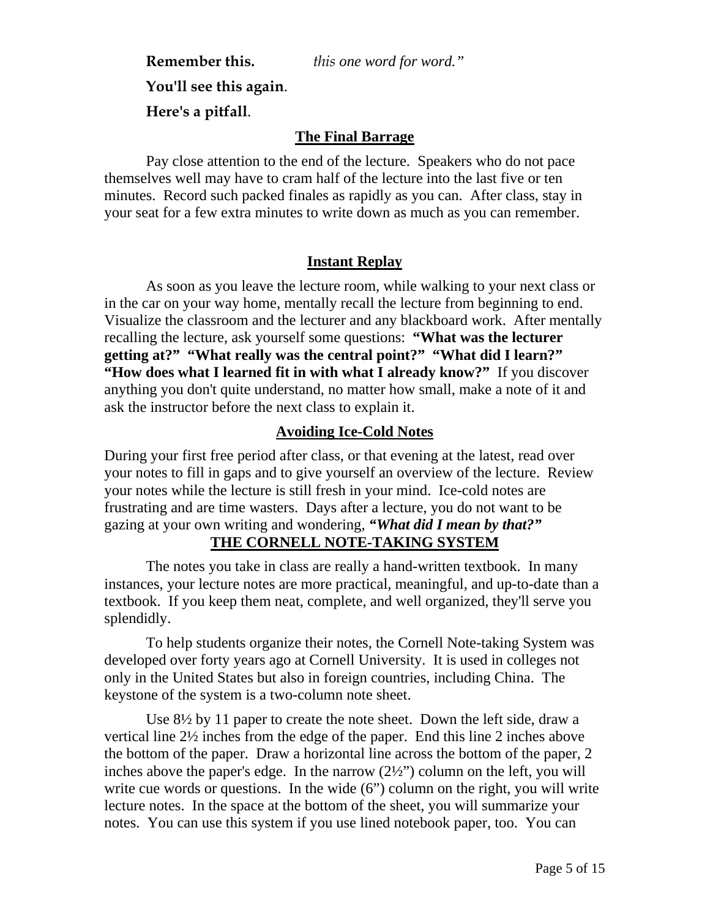**Remember this.** *this one word for word."*

**You'll see this again**.

**Here's a pitfall**.

## The Final Barrage

Pay close attention to the end of the lecture. Speakers who do not pace themselves well may have to cram half of the lecture into the last five or ten minutes. Record such packed finales as rapidly as you can. After class, stay in your seat for a few extra minutes to write down as much as you can remember.

## Instant Replay

As soon as you leave the lecture room, while walking to your next class or in the car on your way home, mentally recall the lecture from beginning to end. Visualize the classroom and the lecturer and any blackboard work. After mentally recalling the lecture, ask yourself some questions: **"What was the lecturer getting at?" "What really was the central point?" "What did I learn?" "How does what I learned fit in with what I already know?"** If you discover anything you don't quite understand, no matter how small, make a note of it and ask the instructor before the next class to explain it.

## Avoiding Ice-Cold Notes

During your first free period after class, or that evening at the latest, read over your notes to fill in gaps and to give yourself an overview of the lecture. Review your notes while the lecture is still fresh in your mind. Ice-cold notes are frustrating and are time wasters. Days after a lecture, you do not want to be gazing at your own writing and wondering, ***"What did I mean by that?"***

# THE CORNELL NOTE-TAKING SYSTEM

The notes you take in class are really a hand-written textbook. In many instances, your lecture notes are more practical, meaningful, and up-to-date than a textbook. If you keep them neat, complete, and well organized, they'll serve you splendidly.

To help students organize their notes, the Cornell Note-taking System was developed over forty years ago at Cornell University. It is used in colleges not only in the United States but also in foreign countries, including China. The keystone of the system is a two-column note sheet.

Use 8½ by 11 paper to create the note sheet. Down the left side, draw a vertical line 2½ inches from the edge of the paper. End this line 2 inches above the bottom of the paper. Draw a horizontal line across the bottom of the paper, 2 inches above the paper's edge. In the narrow (2½") column on the left, you will write cue words or questions. In the wide (6") column on the right, you will write lecture notes. In the space at the bottom of the sheet, you will summarize your notes. You can use this system if you use lined notebook paper, too. You can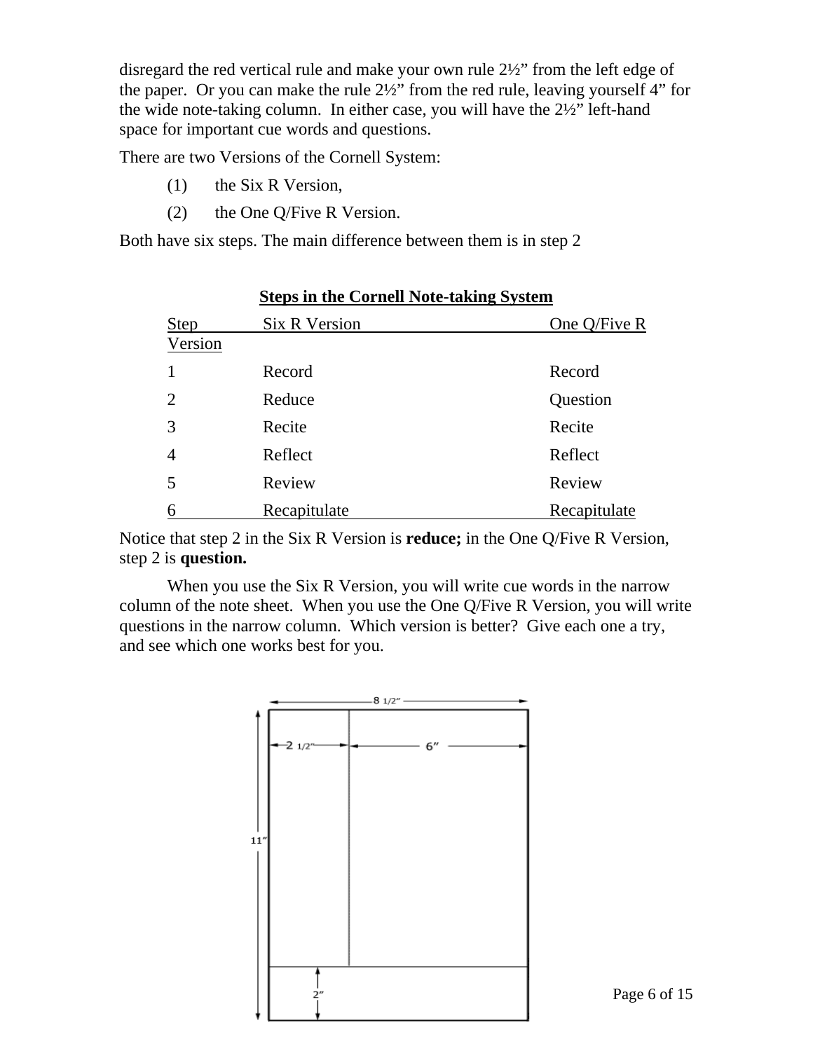disregard the red vertical rule and make your own rule 2½" from the left edge of the paper. Or you can make the rule 2½" from the red rule, leaving yourself 4" for the wide note-taking column. In either case, you will have the 2½" left-hand space for important cue words and questions.

There are two Versions of the Cornell System:

(1) the Six R Version,

(2) the One Q/Five R Version.

Both have six steps. The main difference between them is in step 2

**Steps in the Cornell Note-taking System**

| Step | Six R Version | One Q/Five R Version |
|---|---|---|
| 1 | Record | Record |
| 2 | Reduce | Question |
| 3 | Recite | Recite |
| 4 | Reflect | Reflect |
| 5 | Review | Review |
| 6 | Recapitulate | Recapitulate |

Notice that step 2 in the Six R Version is **reduce;** in the One Q/Five R Version, step 2 is **question.**

When you use the Six R Version, you will write cue words in the narrow column of the note sheet. When you use the One Q/Five R Version, you will write questions in the narrow column. Which version is better? Give each one a try, and see which one works best for you.

8 1/2"

2 1/2" 6"

11"

2"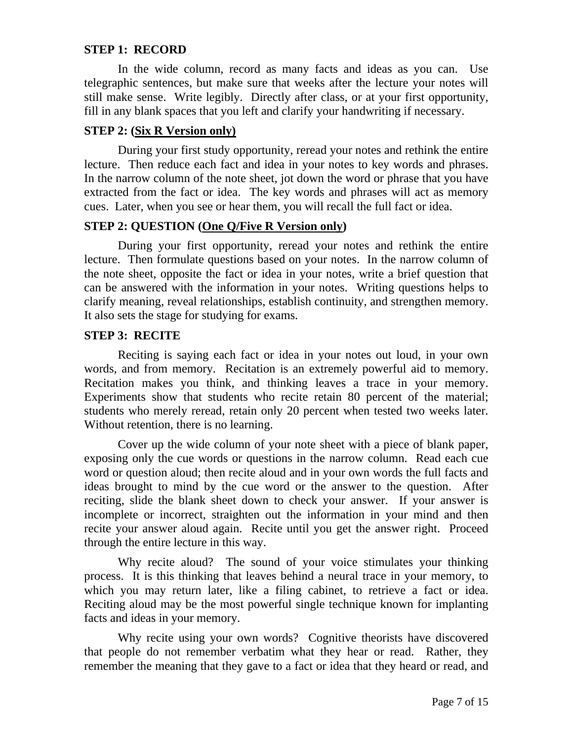**STEP 1: RECORD**

In the wide column, record as many facts and ideas as you can. Use telegraphic sentences, but make sure that weeks after the lecture your notes will still make sense. Write legibly. Directly after class, or at your first opportunity, fill in any blank spaces that you left and clarify your handwriting if necessary.

**STEP 2: (<u>Six R Version only)</u>**

During your first study opportunity, reread your notes and rethink the entire lecture. Then reduce each fact and idea in your notes to key words and phrases. In the narrow column of the note sheet, jot down the word or phrase that you have extracted from the fact or idea. The key words and phrases will act as memory cues. Later, when you see or hear them, you will recall the full fact or idea.

**STEP 2: QUESTION (<u>One Q/Five R Version only</u>)**

During your first opportunity, reread your notes and rethink the entire lecture. Then formulate questions based on your notes. In the narrow column of the note sheet, opposite the fact or idea in your notes, write a brief question that can be answered with the information in your notes. Writing questions helps to clarify meaning, reveal relationships, establish continuity, and strengthen memory. It also sets the stage for studying for exams.

**STEP 3: RECITE**

Reciting is saying each fact or idea in your notes out loud, in your own words, and from memory. Recitation is an extremely powerful aid to memory. Recitation makes you think, and thinking leaves a trace in your memory. Experiments show that students who recite retain 80 percent of the material; students who merely reread, retain only 20 percent when tested two weeks later. Without retention, there is no learning.

Cover up the wide column of your note sheet with a piece of blank paper, exposing only the cue words or questions in the narrow column. Read each cue word or question aloud; then recite aloud and in your own words the full facts and ideas brought to mind by the cue word or the answer to the question. After reciting, slide the blank sheet down to check your answer. If your answer is incomplete or incorrect, straighten out the information in your mind and then recite your answer aloud again. Recite until you get the answer right. Proceed through the entire lecture in this way.

Why recite aloud? The sound of your voice stimulates your thinking process. It is this thinking that leaves behind a neural trace in your memory, to which you may return later, like a filing cabinet, to retrieve a fact or idea. Reciting aloud may be the most powerful single technique known for implanting facts and ideas in your memory.

Why recite using your own words? Cognitive theorists have discovered that people do not remember verbatim what they hear or read. Rather, they remember the meaning that they gave to a fact or idea that they heard or read, and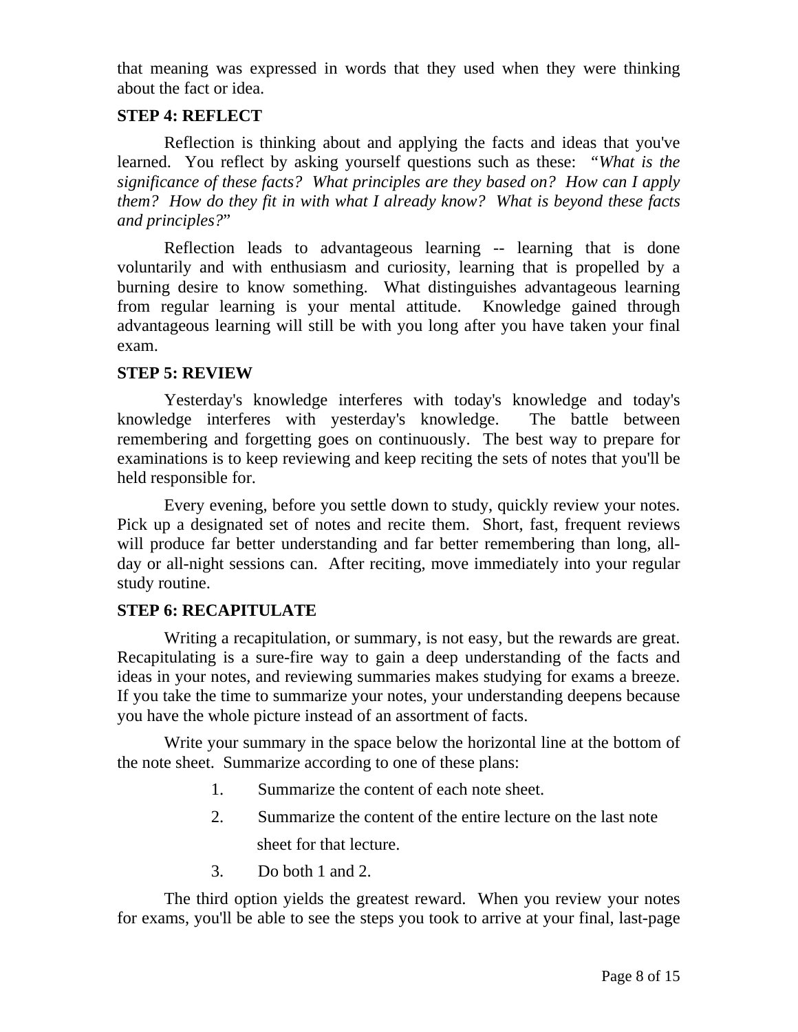that meaning was expressed in words that they used when they were thinking about the fact or idea.

### STEP 4: REFLECT

Reflection is thinking about and applying the facts and ideas that you've learned. You reflect by asking yourself questions such as these: "*What is the significance of these facts? What principles are they based on? How can I apply them? How do they fit in with what I already know? What is beyond these facts and principles?*"

Reflection leads to advantageous learning -- learning that is done voluntarily and with enthusiasm and curiosity, learning that is propelled by a burning desire to know something. What distinguishes advantageous learning from regular learning is your mental attitude. Knowledge gained through advantageous learning will still be with you long after you have taken your final exam.

### STEP 5: REVIEW

Yesterday's knowledge interferes with today's knowledge and today's knowledge interferes with yesterday's knowledge. The battle between remembering and forgetting goes on continuously. The best way to prepare for examinations is to keep reviewing and keep reciting the sets of notes that you'll be held responsible for.

Every evening, before you settle down to study, quickly review your notes. Pick up a designated set of notes and recite them. Short, fast, frequent reviews will produce far better understanding and far better remembering than long, all-day or all-night sessions can. After reciting, move immediately into your regular study routine.

### STEP 6: RECAPITULATE

Writing a recapitulation, or summary, is not easy, but the rewards are great. Recapitulating is a sure-fire way to gain a deep understanding of the facts and ideas in your notes, and reviewing summaries makes studying for exams a breeze. If you take the time to summarize your notes, your understanding deepens because you have the whole picture instead of an assortment of facts.

Write your summary in the space below the horizontal line at the bottom of the note sheet. Summarize according to one of these plans:

1. Summarize the content of each note sheet.
2. Summarize the content of the entire lecture on the last note sheet for that lecture.
3. Do both 1 and 2.

The third option yields the greatest reward. When you review your notes for exams, you'll be able to see the steps you took to arrive at your final, last-page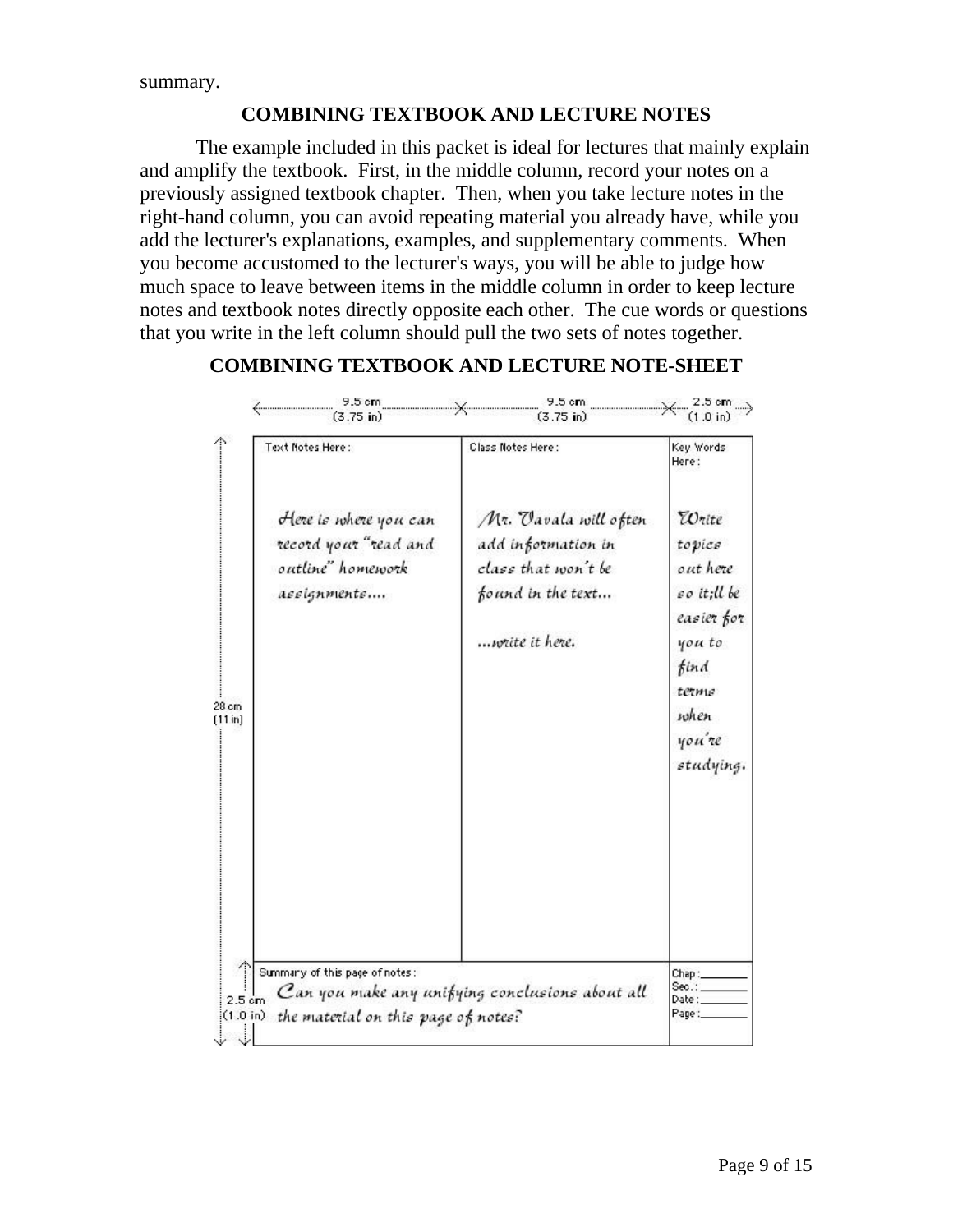summary.

## COMBINING TEXTBOOK AND LECTURE NOTES

The example included in this packet is ideal for lectures that mainly explain and amplify the textbook. First, in the middle column, record your notes on a previously assigned textbook chapter. Then, when you take lecture notes in the right-hand column, you can avoid repeating material you already have, while you add the lecturer's explanations, examples, and supplementary comments. When you become accustomed to the lecturer's ways, you will be able to judge how much space to leave between items in the middle column in order to keep lecture notes and textbook notes directly opposite each other. The cue words or questions that you write in the left column should pull the two sets of notes together.

## COMBINING TEXTBOOK AND LECTURE NOTE-SHEET

| Text Notes Here: 9.5 cm (3.75 in) | Class Notes Here: 9.5 cm (3.75 in) | Key Words Here: 2.5 cm (1.0 in) |
|---|---|---|
| Here is where you can record your "read and outline" homework assignments.... | Mr. Vavala will often add information in class that won't be found in the text... ...write it here. | Write topics out here so it;ll be easier for you to find terms when you're studying. |
| Summary of this page of notes: Can you make any unifying conclusions about all the material on this page of notes? | | Chap:\_\_\_\_\_ Sec.:\_\_\_\_\_ Date:\_\_\_\_\_ Page:\_\_\_\_\_ |

Page height: 28 cm (11 in); summary section: 2.5 cm (1.0 in)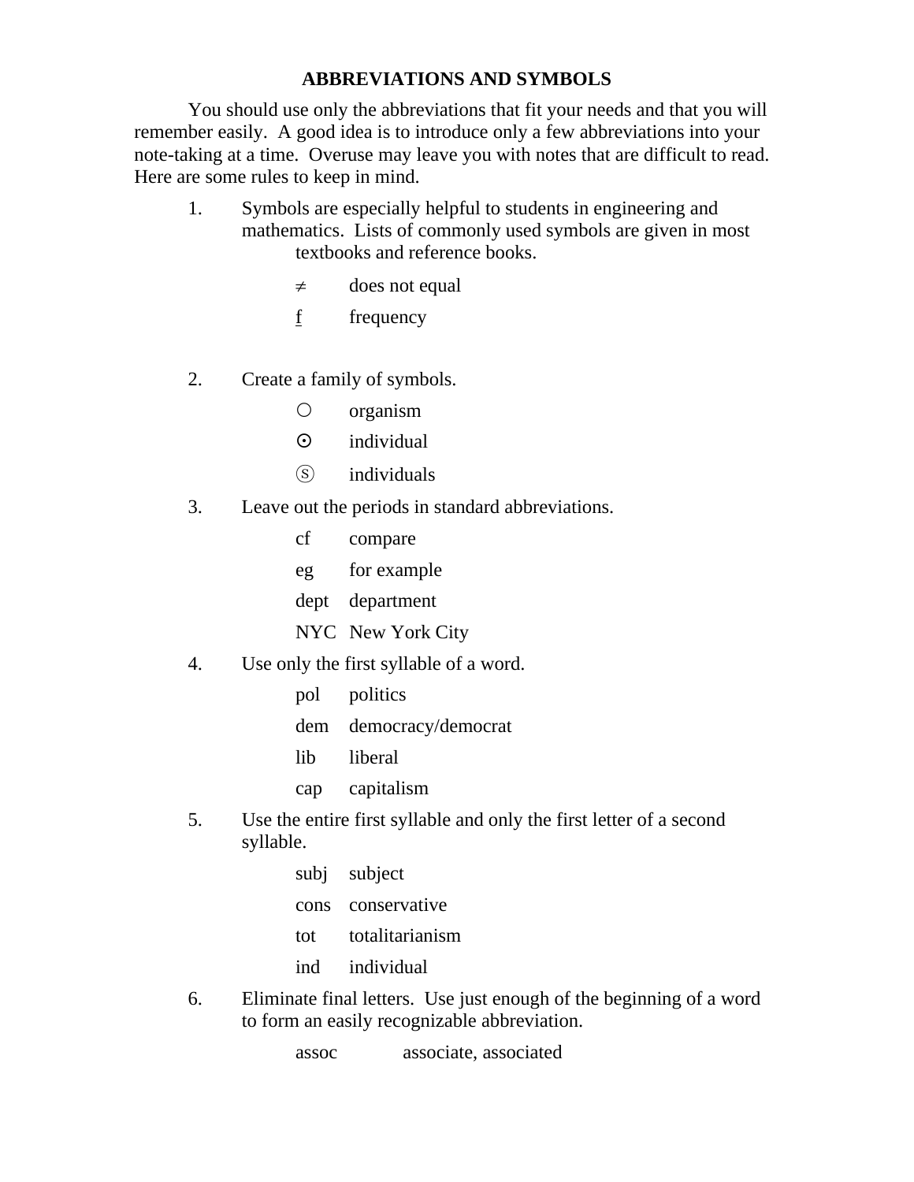## ABBREVIATIONS AND SYMBOLS

You should use only the abbreviations that fit your needs and that you will remember easily. A good idea is to introduce only a few abbreviations into your note-taking at a time. Overuse may leave you with notes that are difficult to read. Here are some rules to keep in mind.

1. Symbols are especially helpful to students in engineering and mathematics. Lists of commonly used symbols are given in most textbooks and reference books.

   | | |
   |---|---|
   | ≠ | does not equal |
   | f | frequency |

2. Create a family of symbols.

   | | |
   |---|---|
   | ○ | organism |
   | ⊙ | individual |
   | Ⓢ | individuals |

3. Leave out the periods in standard abbreviations.

   | | |
   |---|---|
   | cf | compare |
   | eg | for example |
   | dept | department |
   | NYC | New York City |

4. Use only the first syllable of a word.

   | | |
   |---|---|
   | pol | politics |
   | dem | democracy/democrat |
   | lib | liberal |
   | cap | capitalism |

5. Use the entire first syllable and only the first letter of a second syllable.

   | | |
   |---|---|
   | subj | subject |
   | cons | conservative |
   | tot | totalitarianism |
   | ind | individual |

6. Eliminate final letters. Use just enough of the beginning of a word to form an easily recognizable abbreviation.

   | | |
   |---|---|
   | assoc | associate, associated |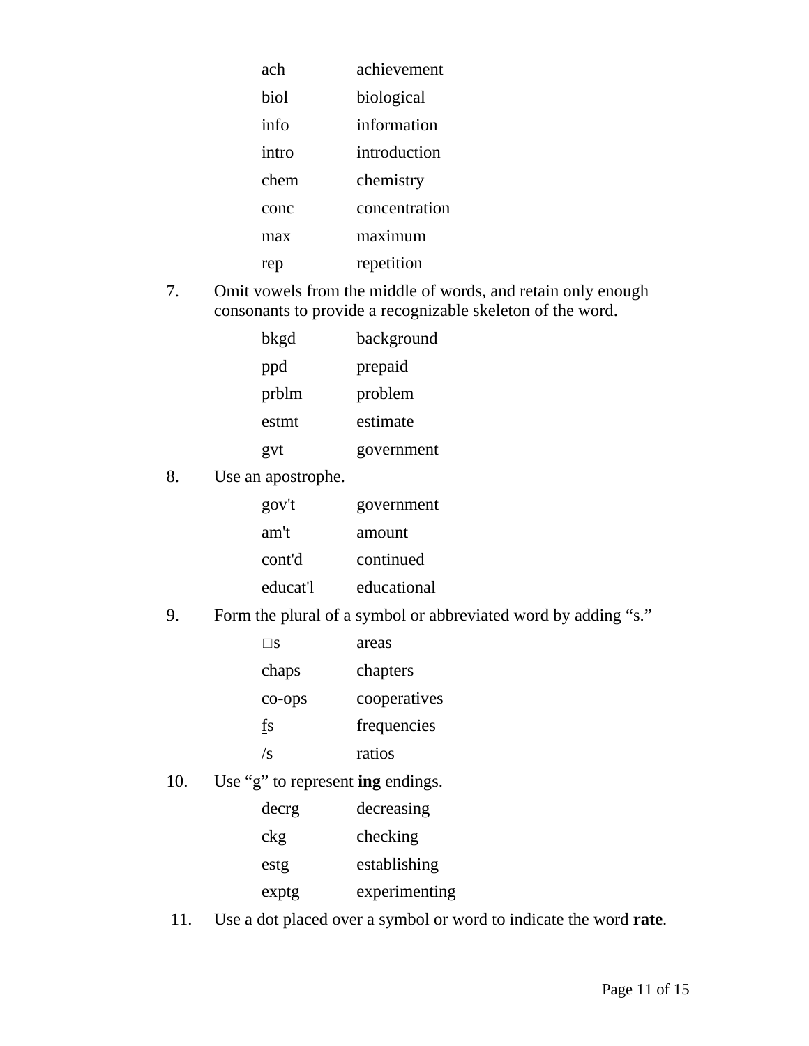| | |
|---|---|
| ach | achievement |
| biol | biological |
| info | information |
| intro | introduction |
| chem | chemistry |
| conc | concentration |
| max | maximum |
| rep | repetition |

7. Omit vowels from the middle of words, and retain only enough consonants to provide a recognizable skeleton of the word.

| | |
|---|---|
| bkgd | background |
| ppd | prepaid |
| prblm | problem |
| estmt | estimate |
| gvt | government |

8. Use an apostrophe.

| | |
|---|---|
| gov't | government |
| am't | amount |
| cont'd | continued |
| educat'l | educational |

9. Form the plural of a symbol or abbreviated word by adding "s."

| | |
|---|---|
| □s | areas |
| chaps | chapters |
| co-ops | cooperatives |
| <u>f</u>s | frequencies |
| /s | ratios |

10. Use "g" to represent **ing** endings.

| | |
|---|---|
| decrg | decreasing |
| ckg | checking |
| estg | establishing |
| exptg | experimenting |

11. Use a dot placed over a symbol or word to indicate the word **rate**.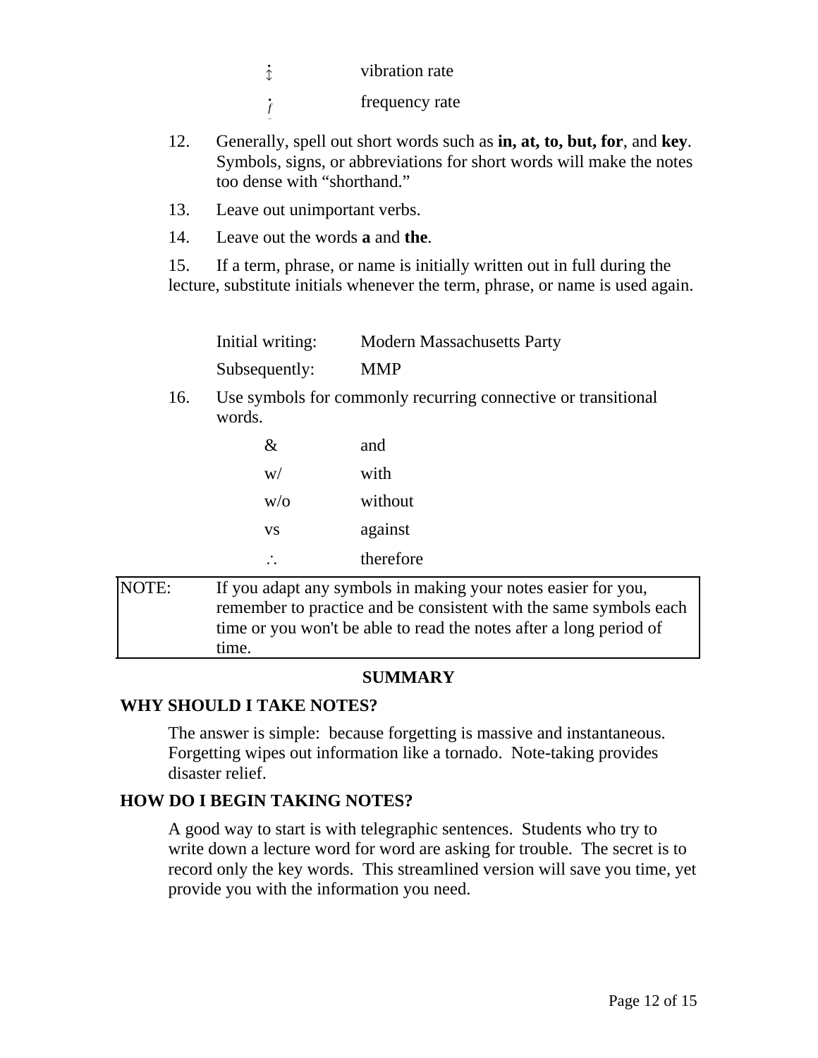| | |
|---|---|
| ↕ | vibration rate |
| f | frequency rate |

12. Generally, spell out short words such as **in, at, to, but, for**, and **key**. Symbols, signs, or abbreviations for short words will make the notes too dense with "shorthand."

13. Leave out unimportant verbs.

14. Leave out the words **a** and **the**.

15. If a term, phrase, or name is initially written out in full during the lecture, substitute initials whenever the term, phrase, or name is used again.

| | |
|---|---|
| Initial writing: | Modern Massachusetts Party |
| Subsequently: | MMP |

16. Use symbols for commonly recurring connective or transitional words.

| | |
|---|---|
| & | and |
| w/ | with |
| w/o | without |
| vs | against |
| $\therefore$ | therefore |

| NOTE: | If you adapt any symbols in making your notes easier for you, remember to practice and be consistent with the same symbols each time or you won't be able to read the notes after a long period of time. |
|---|---|

## SUMMARY

### WHY SHOULD I TAKE NOTES?

The answer is simple: because forgetting is massive and instantaneous. Forgetting wipes out information like a tornado. Note-taking provides disaster relief.

### HOW DO I BEGIN TAKING NOTES?

A good way to start is with telegraphic sentences. Students who try to write down a lecture word for word are asking for trouble. The secret is to record only the key words. This streamlined version will save you time, yet provide you with the information you need.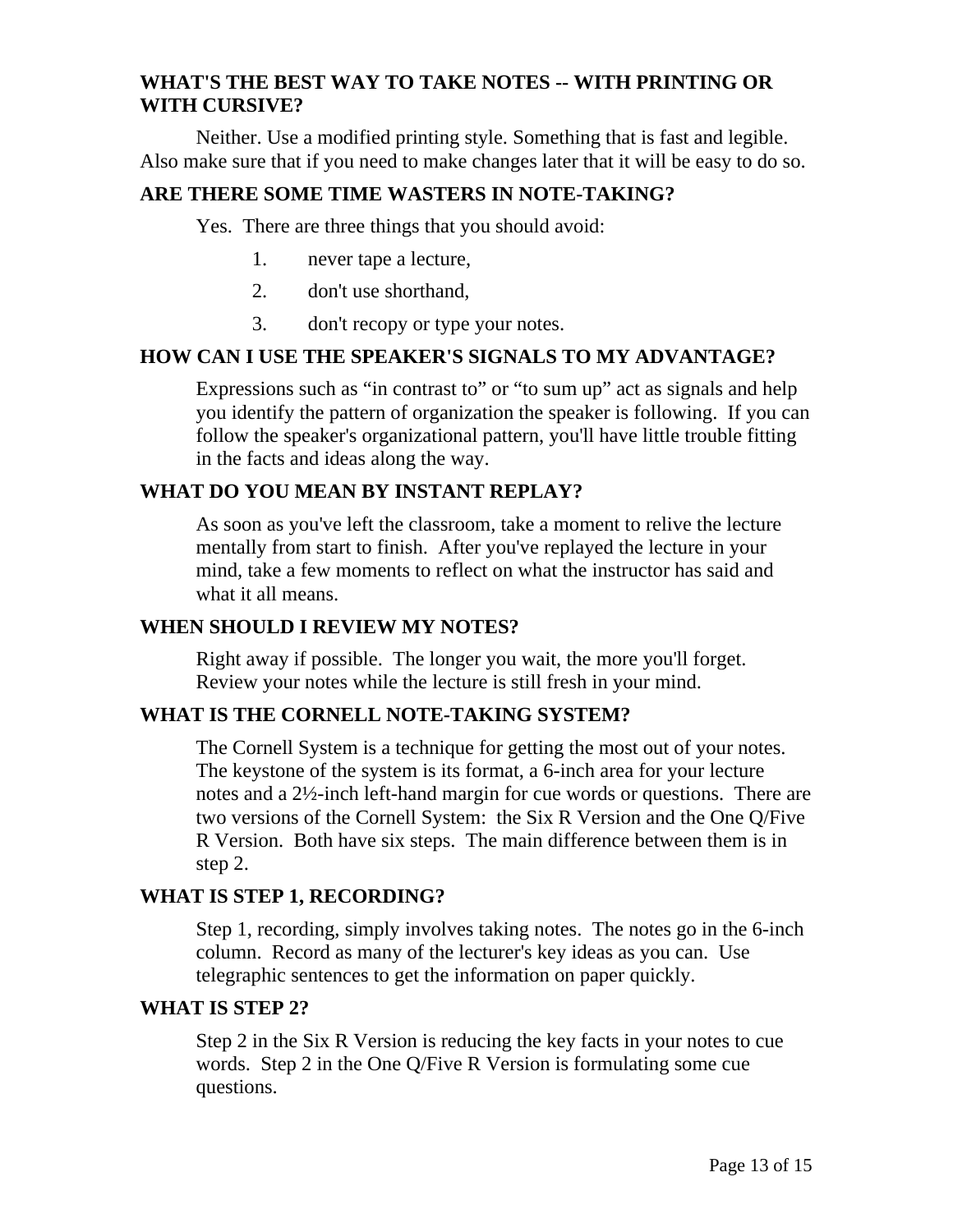### WHAT'S THE BEST WAY TO TAKE NOTES -- WITH PRINTING OR WITH CURSIVE?

Neither. Use a modified printing style. Something that is fast and legible. Also make sure that if you need to make changes later that it will be easy to do so.

### ARE THERE SOME TIME WASTERS IN NOTE-TAKING?

Yes. There are three things that you should avoid:

1. never tape a lecture,
2. don't use shorthand,
3. don't recopy or type your notes.

### HOW CAN I USE THE SPEAKER'S SIGNALS TO MY ADVANTAGE?

Expressions such as "in contrast to" or "to sum up" act as signals and help you identify the pattern of organization the speaker is following. If you can follow the speaker's organizational pattern, you'll have little trouble fitting in the facts and ideas along the way.

### WHAT DO YOU MEAN BY INSTANT REPLAY?

As soon as you've left the classroom, take a moment to relive the lecture mentally from start to finish. After you've replayed the lecture in your mind, take a few moments to reflect on what the instructor has said and what it all means.

### WHEN SHOULD I REVIEW MY NOTES?

Right away if possible. The longer you wait, the more you'll forget. Review your notes while the lecture is still fresh in your mind.

### WHAT IS THE CORNELL NOTE-TAKING SYSTEM?

The Cornell System is a technique for getting the most out of your notes. The keystone of the system is its format, a 6-inch area for your lecture notes and a 2½-inch left-hand margin for cue words or questions. There are two versions of the Cornell System: the Six R Version and the One Q/Five R Version. Both have six steps. The main difference between them is in step 2.

### WHAT IS STEP 1, RECORDING?

Step 1, recording, simply involves taking notes. The notes go in the 6-inch column. Record as many of the lecturer's key ideas as you can. Use telegraphic sentences to get the information on paper quickly.

### WHAT IS STEP 2?

Step 2 in the Six R Version is reducing the key facts in your notes to cue words. Step 2 in the One Q/Five R Version is formulating some cue questions.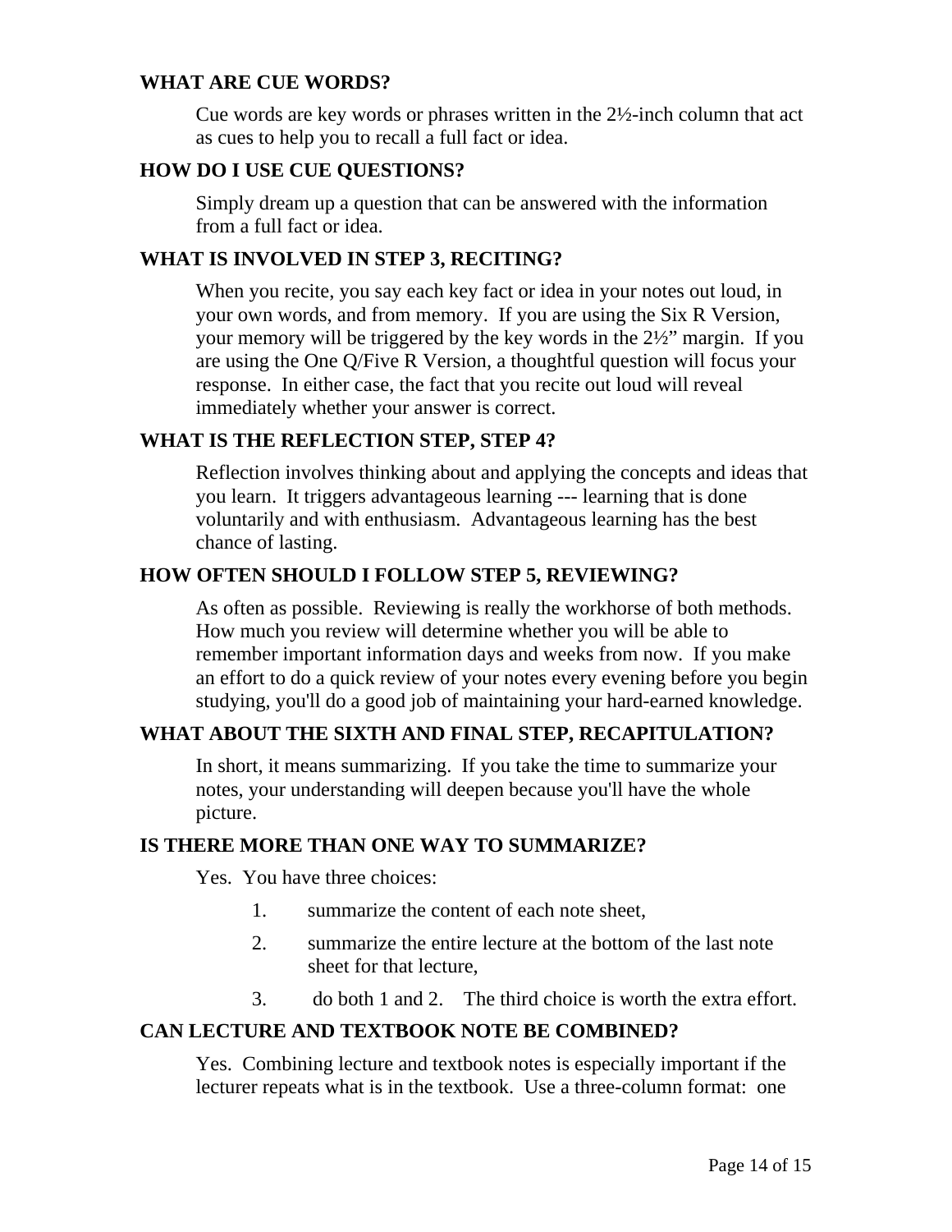### WHAT ARE CUE WORDS?

Cue words are key words or phrases written in the 2½-inch column that act as cues to help you to recall a full fact or idea.

### HOW DO I USE CUE QUESTIONS?

Simply dream up a question that can be answered with the information from a full fact or idea.

### WHAT IS INVOLVED IN STEP 3, RECITING?

When you recite, you say each key fact or idea in your notes out loud, in your own words, and from memory. If you are using the Six R Version, your memory will be triggered by the key words in the 2½" margin. If you are using the One Q/Five R Version, a thoughtful question will focus your response. In either case, the fact that you recite out loud will reveal immediately whether your answer is correct.

### WHAT IS THE REFLECTION STEP, STEP 4?

Reflection involves thinking about and applying the concepts and ideas that you learn. It triggers advantageous learning --- learning that is done voluntarily and with enthusiasm. Advantageous learning has the best chance of lasting.

### HOW OFTEN SHOULD I FOLLOW STEP 5, REVIEWING?

As often as possible. Reviewing is really the workhorse of both methods. How much you review will determine whether you will be able to remember important information days and weeks from now. If you make an effort to do a quick review of your notes every evening before you begin studying, you'll do a good job of maintaining your hard-earned knowledge.

### WHAT ABOUT THE SIXTH AND FINAL STEP, RECAPITULATION?

In short, it means summarizing. If you take the time to summarize your notes, your understanding will deepen because you'll have the whole picture.

### IS THERE MORE THAN ONE WAY TO SUMMARIZE?

Yes. You have three choices:

1. summarize the content of each note sheet,
2. summarize the entire lecture at the bottom of the last note sheet for that lecture,
3. do both 1 and 2. The third choice is worth the extra effort.

### CAN LECTURE AND TEXTBOOK NOTE BE COMBINED?

Yes. Combining lecture and textbook notes is especially important if the lecturer repeats what is in the textbook. Use a three-column format: one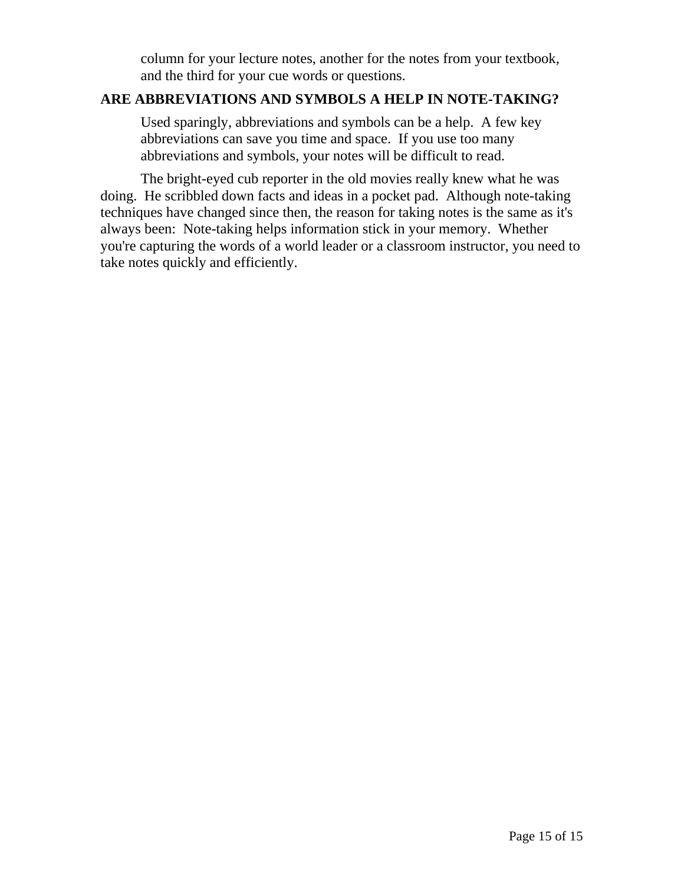column for your lecture notes, another for the notes from your textbook, and the third for your cue words or questions.

**ARE ABBREVIATIONS AND SYMBOLS A HELP IN NOTE-TAKING?**

Used sparingly, abbreviations and symbols can be a help. A few key abbreviations can save you time and space. If you use too many abbreviations and symbols, your notes will be difficult to read.

The bright-eyed cub reporter in the old movies really knew what he was doing. He scribbled down facts and ideas in a pocket pad. Although note-taking techniques have changed since then, the reason for taking notes is the same as it's always been: Note-taking helps information stick in your memory. Whether you're capturing the words of a world leader or a classroom instructor, you need to take notes quickly and efficiently.